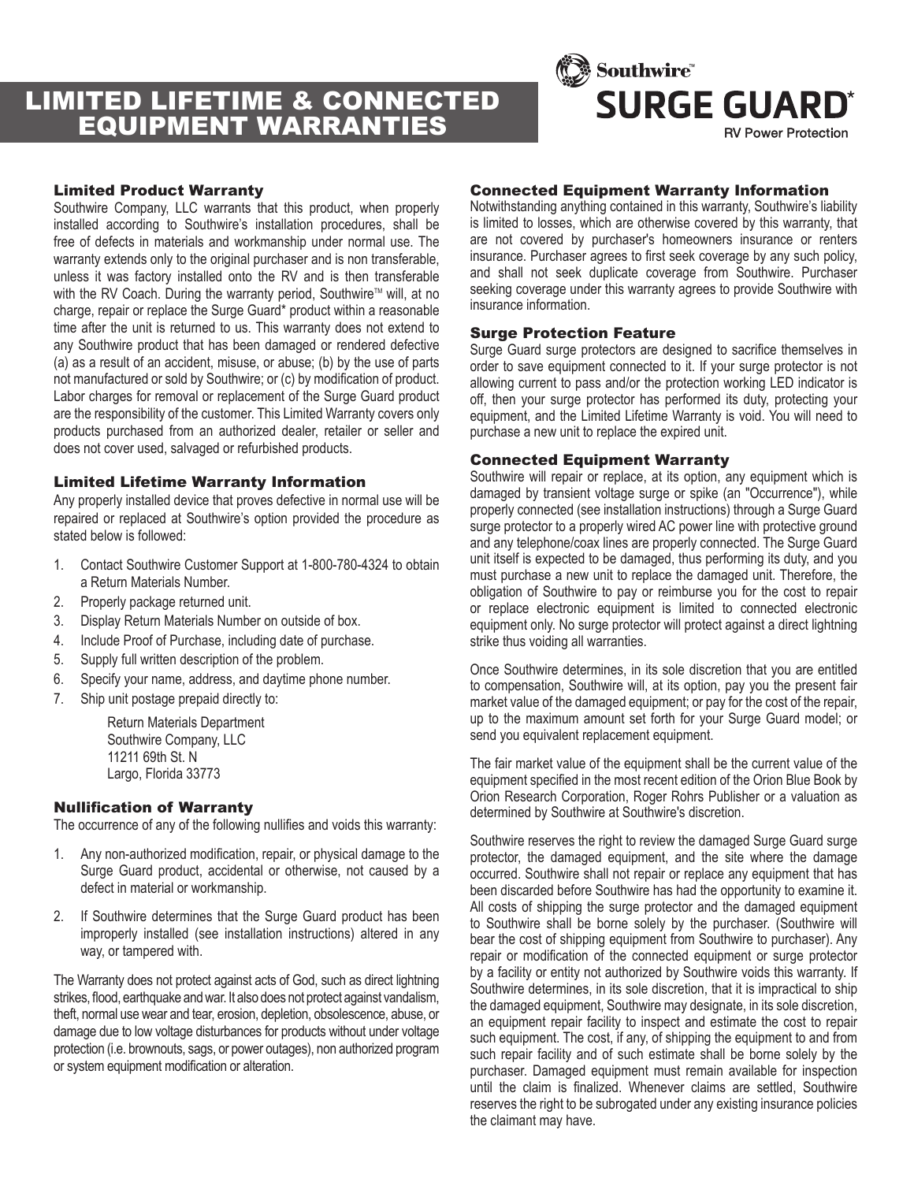# LIMITED LIFETIME & CONNECTED EQUIPMENT WARRANTIES

Southwire™ **SURGE GUARD*** RV Power Protection

### Limited Product Warranty

Southwire Company, LLC warrants that this product, when properly installed according to Southwire's installation procedures, shall be free of defects in materials and workmanship under normal use. The warranty extends only to the original purchaser and is non transferable, unless it was factory installed onto the RV and is then transferable with the RV Coach. During the warranty period, Southwire™ will, at no charge, repair or replace the Surge Guard* product within a reasonable time after the unit is returned to us. This warranty does not extend to any Southwire product that has been damaged or rendered defective (a) as a result of an accident, misuse, or abuse; (b) by the use of parts not manufactured or sold by Southwire; or (c) by modification of product. Labor charges for removal or replacement of the Surge Guard product are the responsibility of the customer. This Limited Warranty covers only products purchased from an authorized dealer, retailer or seller and does not cover used, salvaged or refurbished products.

### Limited Lifetime Warranty Information

Any properly installed device that proves defective in normal use will be repaired or replaced at Southwire's option provided the procedure as stated below is followed:

1. Contact Southwire Customer Support at 1-800-780-4324 to obtain a Return Materials Number.
2. Properly package returned unit.
3. Display Return Materials Number on outside of box.
4. Include Proof of Purchase, including date of purchase.
5. Supply full written description of the problem.
6. Specify your name, address, and daytime phone number.
7. Ship unit postage prepaid directly to:

   Return Materials Department
   Southwire Company, LLC
   11211 69th St. N
   Largo, Florida 33773

### Nullification of Warranty

The occurrence of any of the following nullifies and voids this warranty:

1. Any non-authorized modification, repair, or physical damage to the Surge Guard product, accidental or otherwise, not caused by a defect in material or workmanship.
2. If Southwire determines that the Surge Guard product has been improperly installed (see installation instructions) altered in any way, or tampered with.

The Warranty does not protect against acts of God, such as direct lightning strikes, flood, earthquake and war. It also does not protect against vandalism, theft, normal use wear and tear, erosion, depletion, obsolescence, abuse, or damage due to low voltage disturbances for products without under voltage protection (i.e. brownouts, sags, or power outages), non authorized program or system equipment modification or alteration.

### Connected Equipment Warranty Information

Notwithstanding anything contained in this warranty, Southwire's liability is limited to losses, which are otherwise covered by this warranty, that are not covered by purchaser's homeowners insurance or renters insurance. Purchaser agrees to first seek coverage by any such policy, and shall not seek duplicate coverage from Southwire. Purchaser seeking coverage under this warranty agrees to provide Southwire with insurance information.

### Surge Protection Feature

Surge Guard surge protectors are designed to sacrifice themselves in order to save equipment connected to it. If your surge protector is not allowing current to pass and/or the protection working LED indicator is off, then your surge protector has performed its duty, protecting your equipment, and the Limited Lifetime Warranty is void. You will need to purchase a new unit to replace the expired unit.

### Connected Equipment Warranty

Southwire will repair or replace, at its option, any equipment which is damaged by transient voltage surge or spike (an "Occurrence"), while properly connected (see installation instructions) through a Surge Guard surge protector to a properly wired AC power line with protective ground and any telephone/coax lines are properly connected. The Surge Guard unit itself is expected to be damaged, thus performing its duty, and you must purchase a new unit to replace the damaged unit. Therefore, the obligation of Southwire to pay or reimburse you for the cost to repair or replace electronic equipment is limited to connected electronic equipment only. No surge protector will protect against a direct lightning strike thus voiding all warranties.

Once Southwire determines, in its sole discretion that you are entitled to compensation, Southwire will, at its option, pay you the present fair market value of the damaged equipment; or pay for the cost of the repair, up to the maximum amount set forth for your Surge Guard model; or send you equivalent replacement equipment.

The fair market value of the equipment shall be the current value of the equipment specified in the most recent edition of the Orion Blue Book by Orion Research Corporation, Roger Rohrs Publisher or a valuation as determined by Southwire at Southwire's discretion.

Southwire reserves the right to review the damaged Surge Guard surge protector, the damaged equipment, and the site where the damage occurred. Southwire shall not repair or replace any equipment that has been discarded before Southwire has had the opportunity to examine it. All costs of shipping the surge protector and the damaged equipment to Southwire shall be borne solely by the purchaser. (Southwire will bear the cost of shipping equipment from Southwire to purchaser). Any repair or modification of the connected equipment or surge protector by a facility or entity not authorized by Southwire voids this warranty. If Southwire determines, in its sole discretion, that it is impractical to ship the damaged equipment, Southwire may designate, in its sole discretion, an equipment repair facility to inspect and estimate the cost to repair such equipment. The cost, if any, of shipping the equipment to and from such repair facility and of such estimate shall be borne solely by the purchaser. Damaged equipment must remain available for inspection until the claim is finalized. Whenever claims are settled, Southwire reserves the right to be subrogated under any existing insurance policies the claimant may have.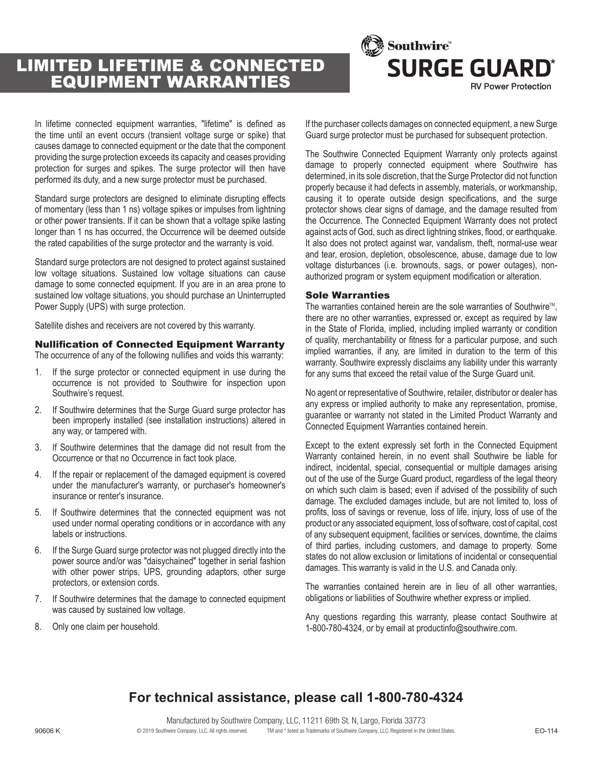# LIMITED LIFETIME & CONNECTED EQUIPMENT WARRANTIES

Southwire™
**SURGE GUARD***
RV Power Protection

In lifetime connected equipment warranties, "lifetime" is defined as the time until an event occurs (transient voltage surge or spike) that causes damage to connected equipment or the date that the component providing the surge protection exceeds its capacity and ceases providing protection for surges and spikes. The surge protector will then have performed its duty, and a new surge protector must be purchased.

Standard surge protectors are designed to eliminate disrupting effects of momentary (less than 1 ns) voltage spikes or impulses from lightning or other power transients. If it can be shown that a voltage spike lasting longer than 1 ns has occurred, the Occurrence will be deemed outside the rated capabilities of the surge protector and the warranty is void.

Standard surge protectors are not designed to protect against sustained low voltage situations. Sustained low voltage situations can cause damage to some connected equipment. If you are in an area prone to sustained low voltage situations, you should purchase an Uninterrupted Power Supply (UPS) with surge protection.

Satellite dishes and receivers are not covered by this warranty.

### Nullification of Connected Equipment Warranty

The occurrence of any of the following nullifies and voids this warranty:

1. If the surge protector or connected equipment in use during the occurrence is not provided to Southwire for inspection upon Southwire's request.
2. If Southwire determines that the Surge Guard surge protector has been improperly installed (see installation instructions) altered in any way, or tampered with.
3. If Southwire determines that the damage did not result from the Occurrence or that no Occurrence in fact took place.
4. If the repair or replacement of the damaged equipment is covered under the manufacturer's warranty, or purchaser's homeowner's insurance or renter's insurance.
5. If Southwire determines that the connected equipment was not used under normal operating conditions or in accordance with any labels or instructions.
6. If the Surge Guard surge protector was not plugged directly into the power source and/or was "daisychained" together in serial fashion with other power strips, UPS, grounding adaptors, other surge protectors, or extension cords.
7. If Southwire determines that the damage to connected equipment was caused by sustained low voltage.
8. Only one claim per household.

If the purchaser collects damages on connected equipment, a new Surge Guard surge protector must be purchased for subsequent protection.

The Southwire Connected Equipment Warranty only protects against damage to properly connected equipment where Southwire has determined, in its sole discretion, that the Surge Protector did not function properly because it had defects in assembly, materials, or workmanship, causing it to operate outside design specifications, and the surge protector shows clear signs of damage, and the damage resulted from the Occurrence. The Connected Equipment Warranty does not protect against acts of God, such as direct lightning strikes, flood, or earthquake. It also does not protect against war, vandalism, theft, normal-use wear and tear, erosion, depletion, obsolescence, abuse, damage due to low voltage disturbances (i.e. brownouts, sags, or power outages), non-authorized program or system equipment modification or alteration.

### Sole Warranties

The warranties contained herein are the sole warranties of Southwire™, there are no other warranties, expressed or, except as required by law in the State of Florida, implied, including implied warranty or condition of quality, merchantability or fitness for a particular purpose, and such implied warranties, if any, are limited in duration to the term of this warranty. Southwire expressly disclaims any liability under this warranty for any sums that exceed the retail value of the Surge Guard unit.

No agent or representative of Southwire, retailer, distributor or dealer has any express or implied authority to make any representation, promise, guarantee or warranty not stated in the Limited Product Warranty and Connected Equipment Warranties contained herein.

Except to the extent expressly set forth in the Connected Equipment Warranty contained herein, in no event shall Southwire be liable for indirect, incidental, special, consequential or multiple damages arising out of the use of the Surge Guard product, regardless of the legal theory on which such claim is based; even if advised of the possibility of such damage. The excluded damages include, but are not limited to, loss of profits, loss of savings or revenue, loss of life, injury, loss of use of the product or any associated equipment, loss of software, cost of capital, cost of any subsequent equipment, facilities or services, downtime, the claims of third parties, including customers, and damage to property. Some states do not allow exclusion or limitations of incidental or consequential damages. This warranty is valid in the U.S. and Canada only.

The warranties contained herein are in lieu of all other warranties, obligations or liabilities of Southwire whether express or implied.

Any questions regarding this warranty, please contact Southwire at 1-800-780-4324, or by email at productinfo@southwire.com.

## For technical assistance, please call 1-800-780-4324

Manufactured by Southwire Company, LLC, 11211 69th St. N, Largo, Florida 33773

90606 K © 2019 Southwire Company, LLC. All rights reserved. TM and * listed as Trademarks of Southwire Company, LLC. Registered in the United States. EO-114